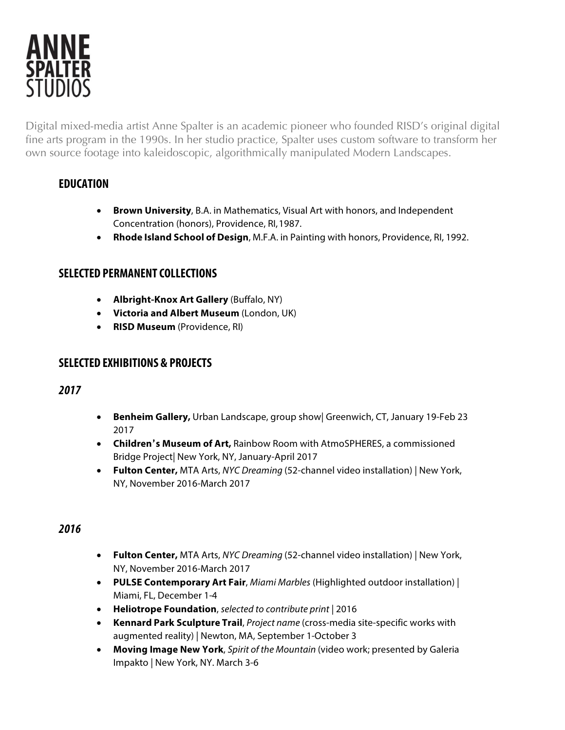# ANNE SPALTER STUDIOS

Digital mixed-media artist Anne Spalter is an academic pioneer who founded RISD's original digital fine arts program in the 1990s. In her studio practice, Spalter uses custom software to transform her own source footage into kaleidoscopic, algorithmically manipulated Modern Landscapes.

## EDUCATION

- **Brown University**, B.A. in Mathematics, Visual Art with honors, and Independent Concentration (honors), Providence, RI, 1987.
- **Rhode Island School of Design**, M.F.A. in Painting with honors, Providence, RI, 1992.

## SELECTED PERMANENT COLLECTIONS

- **Albright-Knox Art Gallery** (Buffalo, NY)
- **Victoria and Albert Museum** (London, UK)
- **RISD Museum** (Providence, RI)

## SELECTED EXHIBITIONS & PROJECTS

### *2017*

- **Benheim Gallery,** Urban Landscape, group show| Greenwich, CT, January 19-Feb 23 2017
- **Children's Museum of Art,** Rainbow Room with AtmoSPHERES, a commissioned Bridge Project| New York, NY, January-April 2017
- **Fulton Center,** MTA Arts, *NYC Dreaming* (52-channel video installation) | New York, NY, November 2016-March 2017

### *2016*

- **Fulton Center,** MTA Arts, *NYC Dreaming* (52-channel video installation) | New York, NY, November 2016-March 2017
- **PULSE Contemporary Art Fair**, *Miami Marbles* (Highlighted outdoor installation) | Miami, FL, December 1-4
- **Heliotrope Foundation**, *selected to contribute print* | 2016
- **Kennard Park Sculpture Trail**, *Project name* (cross-media site-specific works with augmented reality) | Newton, MA, September 1-October 3
- **Moving Image New York**, *Spirit of the Mountain* (video work; presented by Galeria Impakto | New York, NY. March 3-6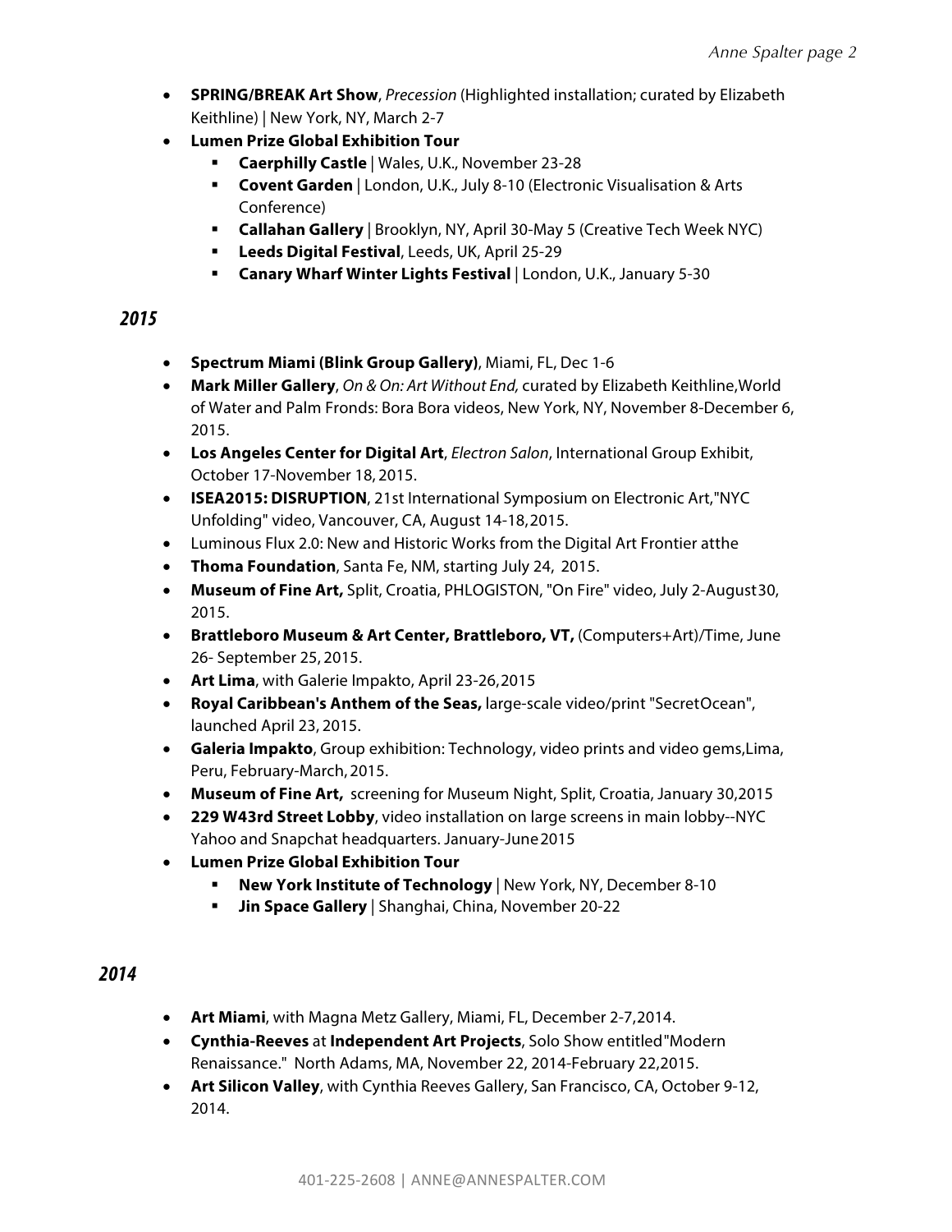- **SPRING/BREAK Art Show**, *Precession* (Highlighted installation; curated by Elizabeth Keithline) | New York, NY, March 2-7
- **Lumen Prize Global Exhibition Tour**
  - **Caerphilly Castle** | Wales, U.K., November 23-28
  - **Covent Garden** | London, U.K., July 8-10 (Electronic Visualisation & Arts Conference)
  - **Callahan Gallery** | Brooklyn, NY, April 30-May 5 (Creative Tech Week NYC)
  - **Leeds Digital Festival**, Leeds, UK, April 25-29
  - **Canary Wharf Winter Lights Festival** | London, U.K., January 5-30

## *2015*

- **Spectrum Miami (Blink Group Gallery)**, Miami, FL, Dec 1-6
- **Mark Miller Gallery**, *On & On: Art Without End,* curated by Elizabeth Keithline,World of Water and Palm Fronds: Bora Bora videos, New York, NY, November 8-December 6, 2015.
- **Los Angeles Center for Digital Art**, *Electron Salon*, International Group Exhibit, October 17-November 18, 2015.
- **ISEA2015: DISRUPTION**, 21st International Symposium on Electronic Art,"NYC Unfolding" video, Vancouver, CA, August 14-18, 2015.
- Luminous Flux 2.0: New and Historic Works from the Digital Art Frontier atthe
- **Thoma Foundation**, Santa Fe, NM, starting July 24, 2015.
- **Museum of Fine Art,** Split, Croatia, PHLOGISTON, "On Fire" video, July 2-August30, 2015.
- **Brattleboro Museum & Art Center, Brattleboro, VT,** (Computers+Art)/Time, June 26- September 25, 2015.
- **Art Lima**, with Galerie Impakto, April 23-26, 2015
- **Royal Caribbean's Anthem of the Seas,** large-scale video/print "SecretOcean", launched April 23, 2015.
- **Galeria Impakto**, Group exhibition: Technology, video prints and video gems,Lima, Peru, February-March, 2015.
- **Museum of Fine Art,** screening for Museum Night, Split, Croatia, January 30,2015
- **229 W43rd Street Lobby**, video installation on large screens in main lobby--NYC Yahoo and Snapchat headquarters. January-June 2015
- **Lumen Prize Global Exhibition Tour**
  - **New York Institute of Technology** | New York, NY, December 8-10
  - **Jin Space Gallery** | Shanghai, China, November 20-22

## *2014*

- **Art Miami**, with Magna Metz Gallery, Miami, FL, December 2-7, 2014.
- **Cynthia-Reeves** at **Independent Art Projects**, Solo Show entitled"Modern Renaissance." North Adams, MA, November 22, 2014-February 22, 2015.
- **Art Silicon Valley**, with Cynthia Reeves Gallery, San Francisco, CA, October 9-12, 2014.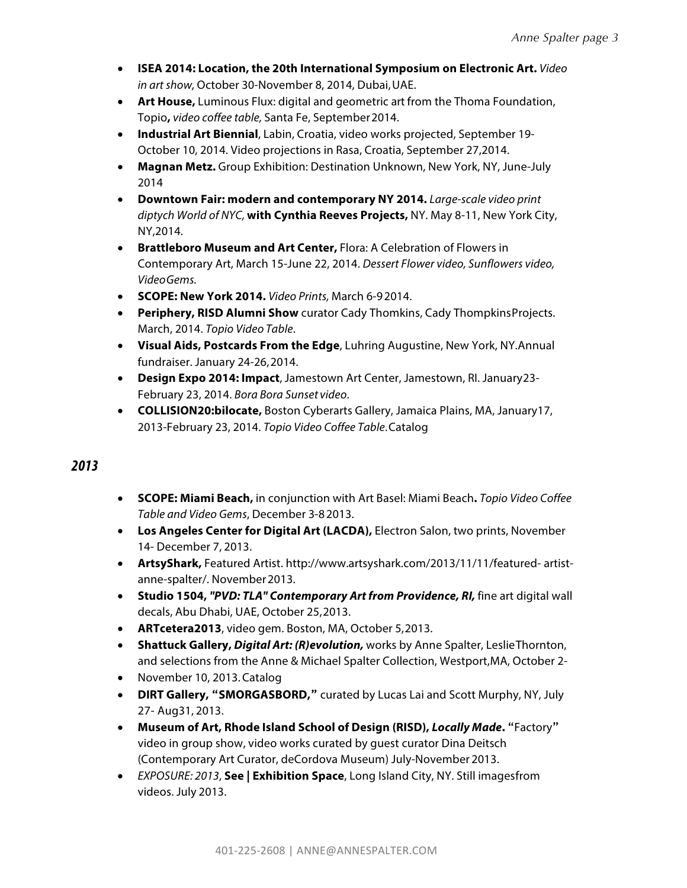- **ISEA 2014: Location, the 20th International Symposium on Electronic Art.** *Video in art show,* October 30-November 8, 2014, Dubai, UAE.
- **Art House,** Luminous Flux: digital and geometric art from the Thoma Foundation, Topio**,** *video coffee table,* Santa Fe, September 2014.
- **Industrial Art Biennial**, Labin, Croatia, video works projected, September 19-October 10, 2014. Video projections in Rasa, Croatia, September 27, 2014.
- **Magnan Metz.** Group Exhibition: Destination Unknown, New York, NY, June-July 2014
- **Downtown Fair: modern and contemporary NY 2014.** *Large-scale video print diptych World of NYC,* **with Cynthia Reeves Projects,** NY. May 8-11, New York City, NY, 2014.
- **Brattleboro Museum and Art Center,** Flora: A Celebration of Flowers in Contemporary Art, March 15-June 22, 2014. *Dessert Flower video, Sunflowers video, VideoGems.*
- **SCOPE: New York 2014.** *Video Prints,* March 6-9 2014.
- **Periphery, RISD Alumni Show** curator Cady Thomkins, Cady Thompkins Projects. March, 2014. *Topio Video Table*.
- **Visual Aids, Postcards From the Edge**, Luhring Augustine, New York, NY. Annual fundraiser. January 24-26, 2014.
- **Design Expo 2014: Impact**, Jamestown Art Center, Jamestown, RI. January 23-February 23, 2014. *Bora Bora Sunset video.*
- **COLLISION20:bilocate,** Boston Cyberarts Gallery, Jamaica Plains, MA, January 17, 2013-February 23, 2014. *Topio Video Coffee Table*. Catalog

## *2013*

- **SCOPE: Miami Beach,** in conjunction with Art Basel: Miami Beach**.** *Topio Video Coffee Table and Video Gems*, December 3-8 2013.
- **Los Angeles Center for Digital Art (LACDA),** Electron Salon, two prints, November 14- December 7, 2013.
- **ArtsyShark,** Featured Artist. http://www.artsyshark.com/2013/11/11/featured- artist-anne-spalter/. November 2013.
- **Studio 1504,** ***"PVD: TLA" Contemporary Art from Providence, RI,*** fine art digital wall decals, Abu Dhabi, UAE, October 25, 2013.
- **ARTcetera2013**, video gem. Boston, MA, October 5, 2013.
- **Shattuck Gallery,** ***Digital Art: (R)evolution,*** works by Anne Spalter, Leslie Thornton, and selections from the Anne & Michael Spalter Collection, Westport, MA, October 2-
- November 10, 2013. Catalog
- **DIRT Gallery, "SMORGASBORD,"** curated by Lucas Lai and Scott Murphy, NY, July 27- Aug 31, 2013.
- **Museum of Art, Rhode Island School of Design (RISD),** ***Locally Made*****. "**Factory**"** video in group show, video works curated by guest curator Dina Deitsch (Contemporary Art Curator, deCordova Museum) July-November 2013.
- *EXPOSURE: 2013*, **See | Exhibition Space**, Long Island City, NY. Still images from videos. July 2013.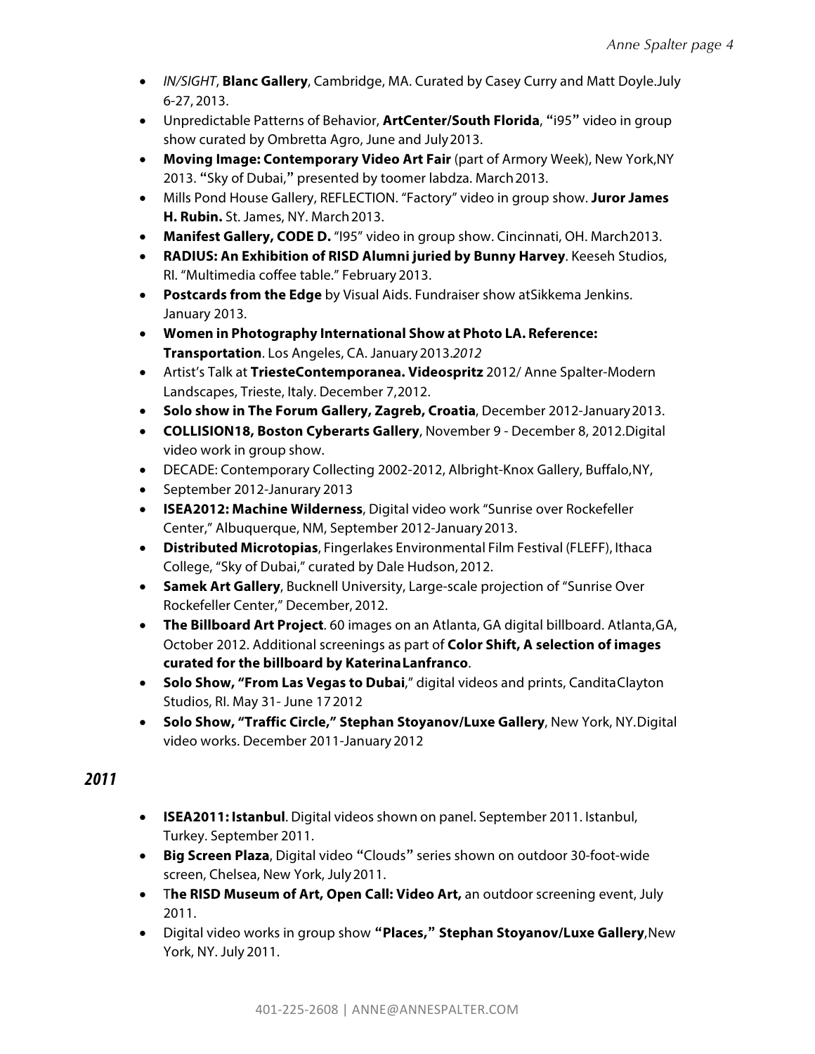- *IN/SIGHT*, **Blanc Gallery**, Cambridge, MA. Curated by Casey Curry and Matt Doyle.July 6-27, 2013.
- Unpredictable Patterns of Behavior, **ArtCenter/South Florida**, **"**i95**"** video in group show curated by Ombretta Agro, June and July 2013.
- **Moving Image: Contemporary Video Art Fair** (part of Armory Week), New York,NY 2013. **"**Sky of Dubai,**"** presented by toomer labdza. March 2013.
- Mills Pond House Gallery, REFLECTION. "Factory" video in group show. **Juror James H. Rubin.** St. James, NY. March 2013.
- **Manifest Gallery, CODE D.** "I95" video in group show. Cincinnati, OH. March2013.
- **RADIUS: An Exhibition of RISD Alumni juried by Bunny Harvey**. Keeseh Studios, RI. "Multimedia coffee table." February 2013.
- **Postcards from the Edge** by Visual Aids. Fundraiser show atSikkema Jenkins. January 2013.
- **Women in Photography International Show at Photo LA. Reference: Transportation**. Los Angeles, CA. January 2013.*2012*
- Artist's Talk at **TriesteContemporanea. Videospritz** 2012/ Anne Spalter-Modern Landscapes, Trieste, Italy. December 7,2012.
- **Solo show in The Forum Gallery, Zagreb, Croatia**, December 2012-January 2013.
- **COLLISION18, Boston Cyberarts Gallery**, November 9 - December 8, 2012.Digital video work in group show.
- DECADE: Contemporary Collecting 2002-2012, Albright-Knox Gallery, Buffalo,NY,
- September 2012-Janurary 2013
- **ISEA2012: Machine Wilderness**, Digital video work "Sunrise over Rockefeller Center," Albuquerque, NM, September 2012-January 2013.
- **Distributed Microtopias**, Fingerlakes Environmental Film Festival (FLEFF), Ithaca College, "Sky of Dubai," curated by Dale Hudson, 2012.
- **Samek Art Gallery**, Bucknell University, Large-scale projection of "Sunrise Over Rockefeller Center," December, 2012.
- **The Billboard Art Project**. 60 images on an Atlanta, GA digital billboard. Atlanta,GA, October 2012. Additional screenings as part of **Color Shift, A selection of images curated for the billboard by Katerina Lanfranco**.
- **Solo Show, "From Las Vegas to Dubai**," digital videos and prints, Candita Clayton Studios, RI. May 31- June 17 2012
- **Solo Show, "Traffic Circle," Stephan Stoyanov/Luxe Gallery**, New York, NY.Digital video works. December 2011-January 2012

## *2011*

- **ISEA2011: Istanbul**. Digital videos shown on panel. September 2011. Istanbul, Turkey. September 2011.
- **Big Screen Plaza**, Digital video **"**Clouds**"** series shown on outdoor 30-foot-wide screen, Chelsea, New York, July 2011.
- T**he RISD Museum of Art, Open Call: Video Art,** an outdoor screening event, July 2011.
- Digital video works in group show **"Places," Stephan Stoyanov/Luxe Gallery**,New York, NY. July 2011.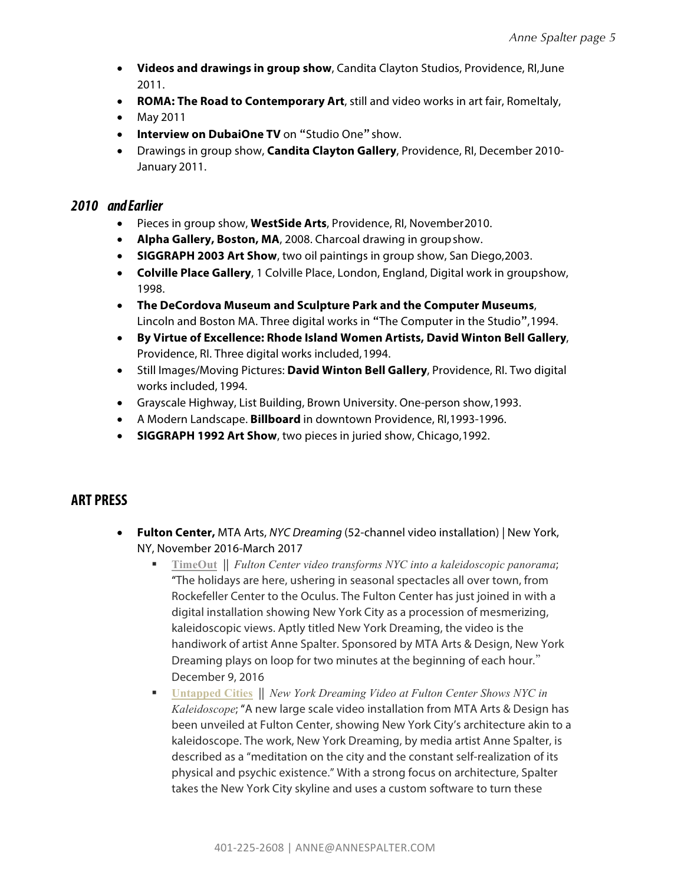- **Videos and drawings in group show**, Candita Clayton Studios, Providence, RI,June 2011.
- **ROMA: The Road to Contemporary Art**, still and video works in art fair, RomeItaly,
- May 2011
- **Interview on DubaiOne TV** on "Studio One" show.
- Drawings in group show, **Candita Clayton Gallery**, Providence, RI, December 2010-January 2011.

### *2010 and Earlier*

- Pieces in group show, **WestSide Arts**, Providence, RI, November2010.
- **Alpha Gallery, Boston, MA**, 2008. Charcoal drawing in group show.
- **SIGGRAPH 2003 Art Show**, two oil paintings in group show, San Diego,2003.
- **Colville Place Gallery**, 1 Colville Place, London, England, Digital work in groupshow, 1998.
- **The DeCordova Museum and Sculpture Park and the Computer Museums**, Lincoln and Boston MA. Three digital works in "The Computer in the Studio",1994.
- **By Virtue of Excellence: Rhode Island Women Artists, David Winton Bell Gallery**, Providence, RI. Three digital works included,1994.
- Still Images/Moving Pictures: **David Winton Bell Gallery**, Providence, RI. Two digital works included, 1994.
- Grayscale Highway, List Building, Brown University. One-person show,1993.
- A Modern Landscape. **Billboard** in downtown Providence, RI,1993-1996.
- **SIGGRAPH 1992 Art Show**, two pieces in juried show, Chicago,1992.

## ART PRESS

- **Fulton Center,** MTA Arts, *NYC Dreaming* (52-channel video installation) | New York, NY, November 2016-March 2017
  - **TimeOut** || *Fulton Center video transforms NYC into a kaleidoscopic panorama*; "The holidays are here, ushering in seasonal spectacles all over town, from Rockefeller Center to the Oculus. The Fulton Center has just joined in with a digital installation showing New York City as a procession of mesmerizing, kaleidoscopic views. Aptly titled New York Dreaming, the video is the handiwork of artist Anne Spalter. Sponsored by MTA Arts & Design, New York Dreaming plays on loop for two minutes at the beginning of each hour." December 9, 2016
  - **Untapped Cities** || *New York Dreaming Video at Fulton Center Shows NYC in Kaleidoscope*; "A new large scale video installation from MTA Arts & Design has been unveiled at Fulton Center, showing New York City's architecture akin to a kaleidoscope. The work, New York Dreaming, by media artist Anne Spalter, is described as a "meditation on the city and the constant self-realization of its physical and psychic existence." With a strong focus on architecture, Spalter takes the New York City skyline and uses a custom software to turn these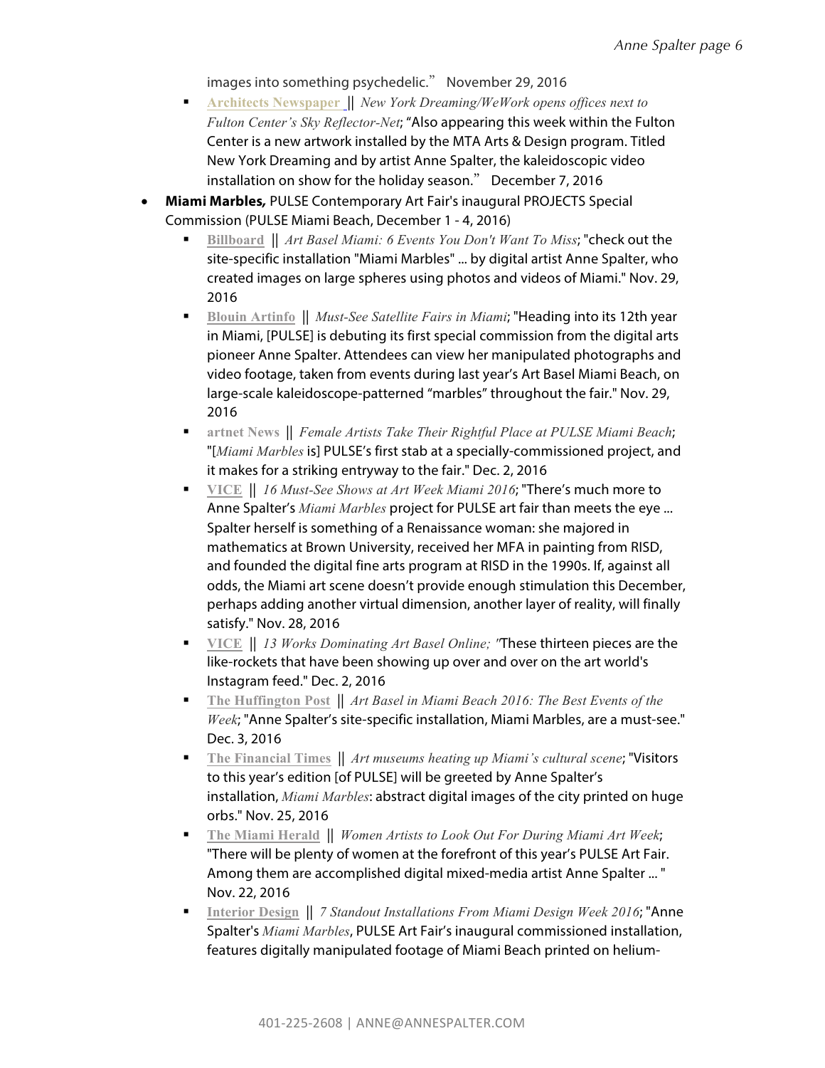images into something psychedelic." November 29, 2016

   - **Architects Newspaper** || *New York Dreaming/WeWork opens offices next to Fulton Center's Sky Reflector-Net*; "Also appearing this week within the Fulton Center is a new artwork installed by the MTA Arts & Design program. Titled New York Dreaming and by artist Anne Spalter, the kaleidoscopic video installation on show for the holiday season." December 7, 2016

- **Miami Marbles,** PULSE Contemporary Art Fair's inaugural PROJECTS Special Commission (PULSE Miami Beach, December 1 - 4, 2016)
   - **Billboard** || *Art Basel Miami: 6 Events You Don't Want To Miss*; "check out the site-specific installation "Miami Marbles" ... by digital artist Anne Spalter, who created images on large spheres using photos and videos of Miami." Nov. 29, 2016
   - **Blouin Artinfo** || *Must-See Satellite Fairs in Miami*; "Heading into its 12th year in Miami, [PULSE] is debuting its first special commission from the digital arts pioneer Anne Spalter. Attendees can view her manipulated photographs and video footage, taken from events during last year's Art Basel Miami Beach, on large-scale kaleidoscope-patterned "marbles" throughout the fair." Nov. 29, 2016
   - **artnet News** || *Female Artists Take Their Rightful Place at PULSE Miami Beach*; "[*Miami Marbles* is] PULSE's first stab at a specially-commissioned project, and it makes for a striking entryway to the fair." Dec. 2, 2016
   - **VICE** || *16 Must-See Shows at Art Week Miami 2016*; "There's much more to Anne Spalter's *Miami Marbles* project for PULSE art fair than meets the eye ... Spalter herself is something of a Renaissance woman: she majored in mathematics at Brown University, received her MFA in painting from RISD, and founded the digital fine arts program at RISD in the 1990s. If, against all odds, the Miami art scene doesn't provide enough stimulation this December, perhaps adding another virtual dimension, another layer of reality, will finally satisfy." Nov. 28, 2016
   - **VICE** || *13 Works Dominating Art Basel Online; "*These thirteen pieces are the like-rockets that have been showing up over and over on the art world's Instagram feed." Dec. 2, 2016
   - **The Huffington Post** || *Art Basel in Miami Beach 2016: The Best Events of the Week*; "Anne Spalter's site-specific installation, Miami Marbles, are a must-see." Dec. 3, 2016
   - **The Financial Times** || *Art museums heating up Miami's cultural scene*; "Visitors to this year's edition [of PULSE] will be greeted by Anne Spalter's installation, *Miami Marbles*: abstract digital images of the city printed on huge orbs." Nov. 25, 2016
   - **The Miami Herald** || *Women Artists to Look Out For During Miami Art Week*; "There will be plenty of women at the forefront of this year's PULSE Art Fair. Among them are accomplished digital mixed-media artist Anne Spalter ... " Nov. 22, 2016
   - **Interior Design** || *7 Standout Installations From Miami Design Week 2016*; "Anne Spalter's *Miami Marbles*, PULSE Art Fair's inaugural commissioned installation, features digitally manipulated footage of Miami Beach printed on helium-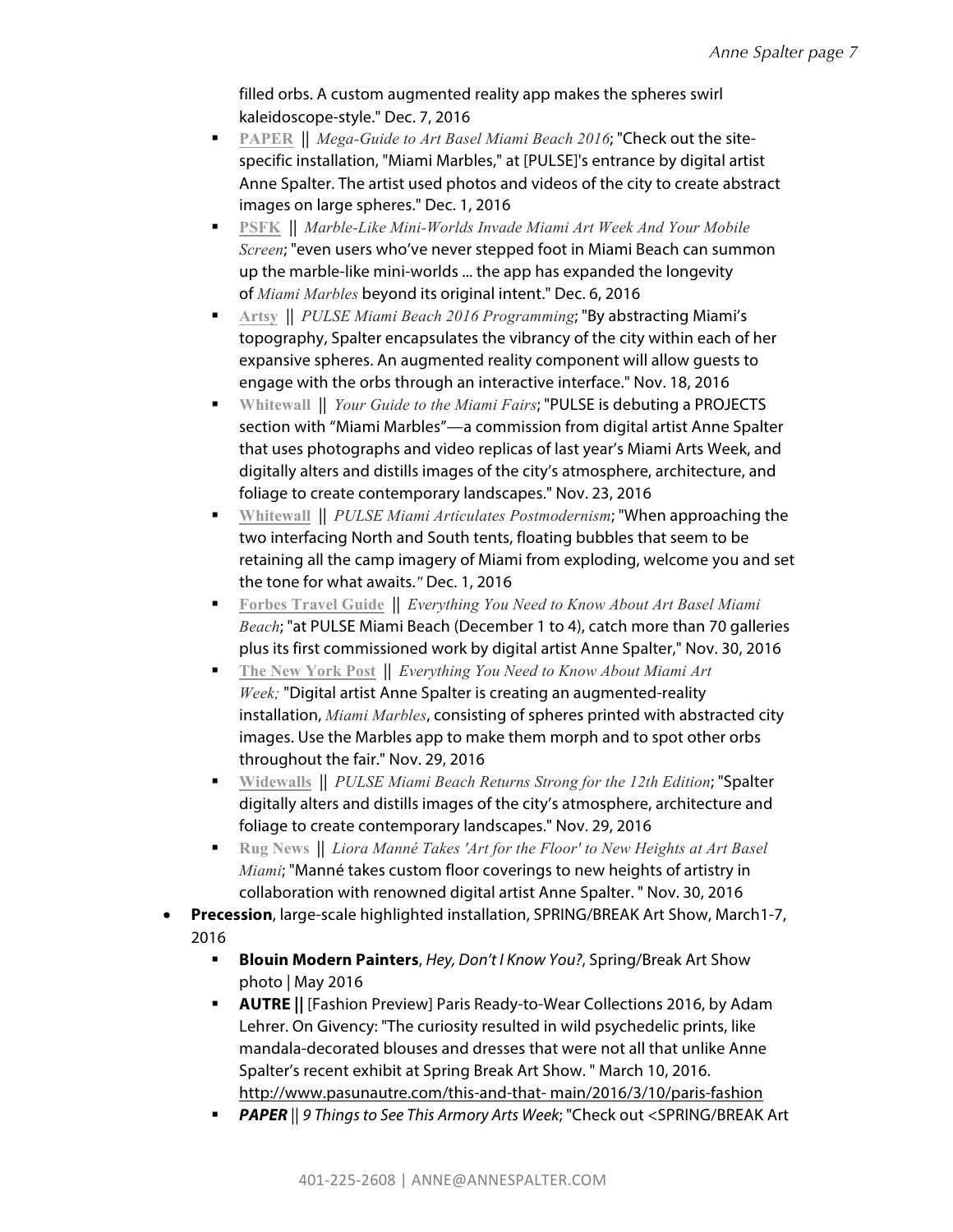filled orbs. A custom augmented reality app makes the spheres swirl kaleidoscope-style." Dec. 7, 2016

- **PAPER** || *Mega-Guide to Art Basel Miami Beach 2016*; "Check out the site-specific installation, "Miami Marbles," at [PULSE]'s entrance by digital artist Anne Spalter. The artist used photos and videos of the city to create abstract images on large spheres." Dec. 1, 2016
- **PSFK** || *Marble-Like Mini-Worlds Invade Miami Art Week And Your Mobile Screen*; "even users who've never stepped foot in Miami Beach can summon up the marble-like mini-worlds ... the app has expanded the longevity of *Miami Marbles* beyond its original intent." Dec. 6, 2016
- **Artsy** || *PULSE Miami Beach 2016 Programming*; "By abstracting Miami's topography, Spalter encapsulates the vibrancy of the city within each of her expansive spheres. An augmented reality component will allow guests to engage with the orbs through an interactive interface." Nov. 18, 2016
- **Whitewall** || *Your Guide to the Miami Fairs*; "PULSE is debuting a PROJECTS section with "Miami Marbles"—a commission from digital artist Anne Spalter that uses photographs and video replicas of last year's Miami Arts Week, and digitally alters and distills images of the city's atmosphere, architecture, and foliage to create contemporary landscapes." Nov. 23, 2016
- **Whitewall** || *PULSE Miami Articulates Postmodernism*; "When approaching the two interfacing North and South tents, floating bubbles that seem to be retaining all the camp imagery of Miami from exploding, welcome you and set the tone for what awaits." Dec. 1, 2016
- **Forbes Travel Guide** || *Everything You Need to Know About Art Basel Miami Beach*; "at PULSE Miami Beach (December 1 to 4), catch more than 70 galleries plus its first commissioned work by digital artist Anne Spalter," Nov. 30, 2016
- **The New York Post** || *Everything You Need to Know About Miami Art Week;* "Digital artist Anne Spalter is creating an augmented-reality installation, *Miami Marbles*, consisting of spheres printed with abstracted city images. Use the Marbles app to make them morph and to spot other orbs throughout the fair." Nov. 29, 2016
- **Widewalls** || *PULSE Miami Beach Returns Strong for the 12th Edition*; "Spalter digitally alters and distills images of the city's atmosphere, architecture and foliage to create contemporary landscapes." Nov. 29, 2016
- **Rug News** || *Liora Manné Takes 'Art for the Floor' to New Heights at Art Basel Miami*; "Manné takes custom floor coverings to new heights of artistry in collaboration with renowned digital artist Anne Spalter. " Nov. 30, 2016

- **Precession**, large-scale highlighted installation, SPRING/BREAK Art Show, March1-7, 2016
  - **Blouin Modern Painters**, *Hey, Don't I Know You?*, Spring/Break Art Show photo | May 2016
  - **AUTRE ||** [Fashion Preview] Paris Ready-to-Wear Collections 2016, by Adam Lehrer. On Givency: "The curiosity resulted in wild psychedelic prints, like mandala-decorated blouses and dresses that were not all that unlike Anne Spalter's recent exhibit at Spring Break Art Show. " March 10, 2016. http://www.pasunautre.com/this-and-that- main/2016/3/10/paris-fashion
  - ***PAPER*** || *9 Things to See This Armory Arts Week*; "Check out <SPRING/BREAK Art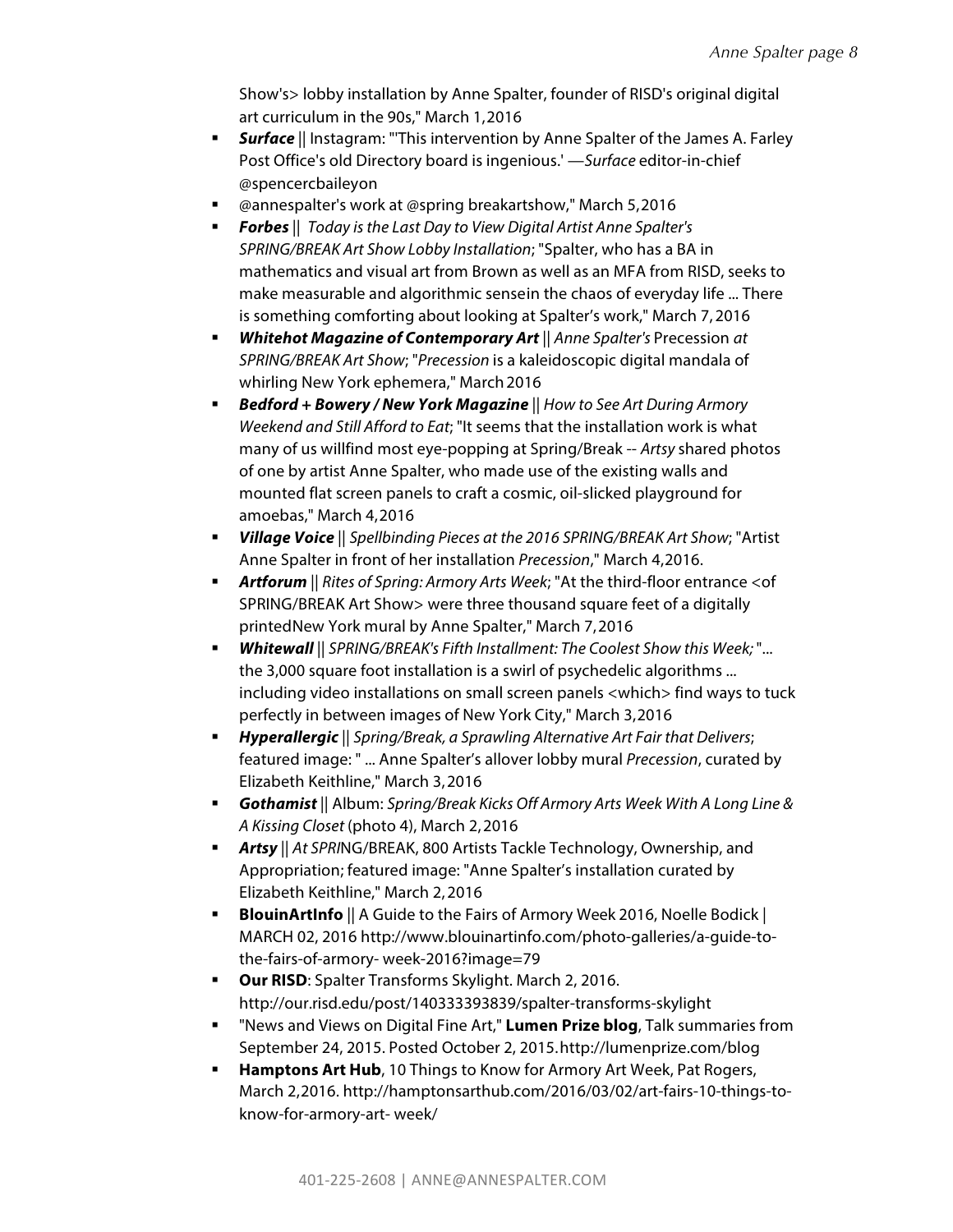Show's> lobby installation by Anne Spalter, founder of RISD's original digital art curriculum in the 90s," March 1,2016

- ***Surface*** || Instagram: "'This intervention by Anne Spalter of the James A. Farley Post Office's old Directory board is ingenious.' —*Surface* editor-in-chief @spencercbaileyon
- @annespalter's work at @spring breakartshow," March 5,2016
- ***Forbes*** || *Today is the Last Day to View Digital Artist Anne Spalter's SPRING/BREAK Art Show Lobby Installation*; "Spalter, who has a BA in mathematics and visual art from Brown as well as an MFA from RISD, seeks to make measurable and algorithmic sensein the chaos of everyday life ... There is something comforting about looking at Spalter's work," March 7, 2016
- ***Whitehot Magazine of Contemporary Art*** || *Anne Spalter's* Precession *at SPRING/BREAK Art Show*; "*Precession* is a kaleidoscopic digital mandala of whirling New York ephemera," March 2016
- ***Bedford + Bowery / New York Magazine*** || *How to See Art During Armory Weekend and Still Afford to Eat*; "It seems that the installation work is what many of us willfind most eye-popping at Spring/Break -- *Artsy* shared photos of one by artist Anne Spalter, who made use of the existing walls and mounted flat screen panels to craft a cosmic, oil-slicked playground for amoebas," March 4,2016
- ***Village Voice*** || *Spellbinding Pieces at the 2016 SPRING/BREAK Art Show*; "Artist Anne Spalter in front of her installation *Precession*," March 4,2016.
- ***Artforum*** || *Rites of Spring: Armory Arts Week*; "At the third-floor entrance <of SPRING/BREAK Art Show> were three thousand square feet of a digitally printedNew York mural by Anne Spalter," March 7, 2016
- ***Whitewall*** || *SPRING/BREAK's Fifth Installment: The Coolest Show this Week;* "... the 3,000 square foot installation is a swirl of psychedelic algorithms ... including video installations on small screen panels <which> find ways to tuck perfectly in between images of New York City," March 3,2016
- ***Hyperallergic*** || *Spring/Break, a Sprawling Alternative Art Fair that Delivers*; featured image: " ... Anne Spalter's allover lobby mural *Precession*, curated by Elizabeth Keithline," March 3, 2016
- ***Gothamist*** || Album: *Spring/Break Kicks Off Armory Arts Week With A Long Line & A Kissing Closet* (photo 4), March 2, 2016
- ***Artsy*** || *At SPRI*NG/BREAK, 800 Artists Tackle Technology, Ownership, and Appropriation; featured image: "Anne Spalter's installation curated by Elizabeth Keithline," March 2, 2016
- **BlouinArtInfo** || A Guide to the Fairs of Armory Week 2016, Noelle Bodick | MARCH 02, 2016 http://www.blouinartinfo.com/photo-galleries/a-guide-to-the-fairs-of-armory- week-2016?image=79
- **Our RISD**: Spalter Transforms Skylight. March 2, 2016. http://our.risd.edu/post/140333393839/spalter-transforms-skylight
- "News and Views on Digital Fine Art," **Lumen Prize blog**, Talk summaries from September 24, 2015. Posted October 2, 2015. http://lumenprize.com/blog
- **Hamptons Art Hub**, 10 Things to Know for Armory Art Week, Pat Rogers, March 2,2016. http://hamptonsarthub.com/2016/03/02/art-fairs-10-things-to-know-for-armory-art- week/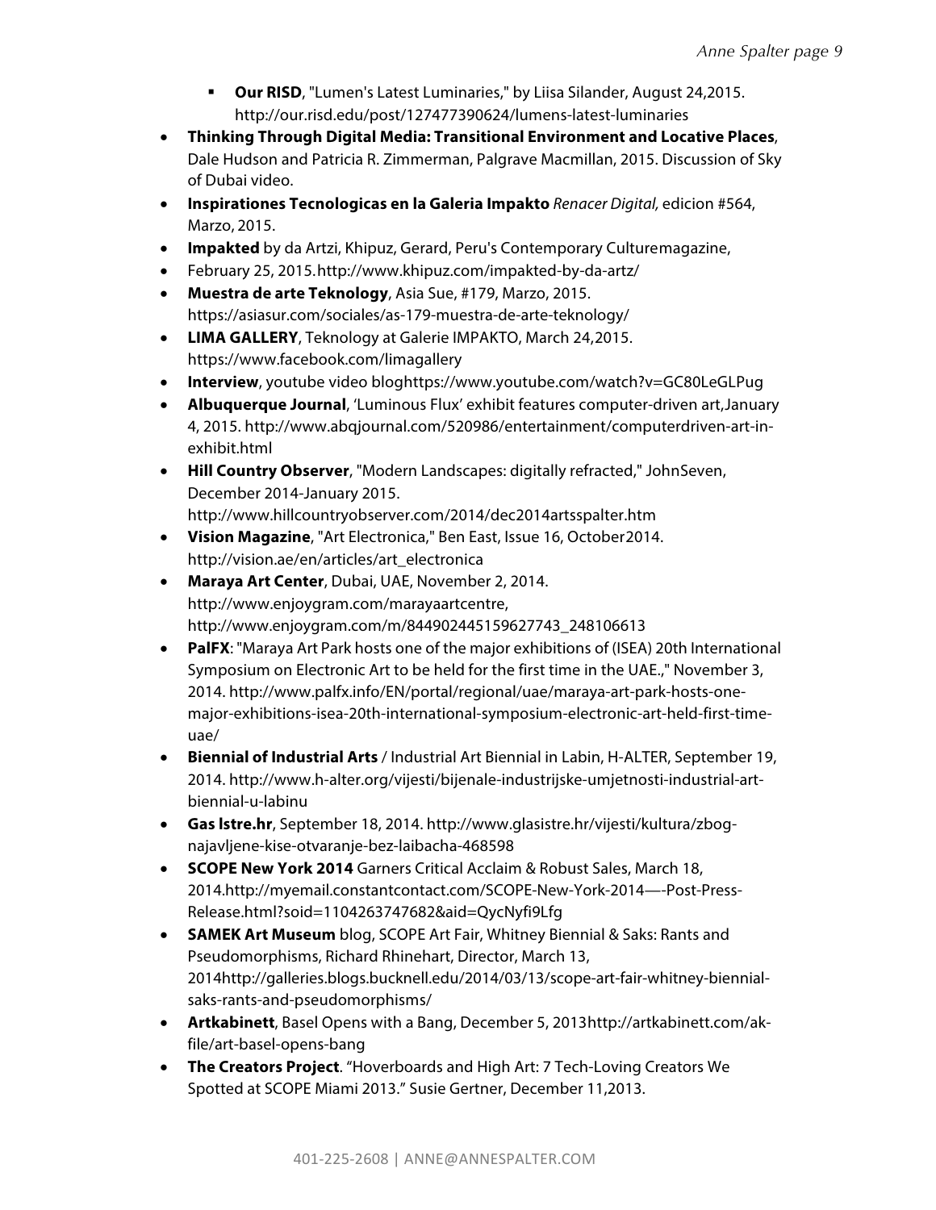- **Our RISD**, "Lumen's Latest Luminaries," by Liisa Silander, August 24,2015. http://our.risd.edu/post/127477390624/lumens-latest-luminaries

- **Thinking Through Digital Media: Transitional Environment and Locative Places**, Dale Hudson and Patricia R. Zimmerman, Palgrave Macmillan, 2015. Discussion of Sky of Dubai video.
- **Inspirationes Tecnologicas en la Galeria Impakto** *Renacer Digital,* edicion #564, Marzo, 2015.
- **Impakted** by da Artzi, Khipuz, Gerard, Peru's Contemporary Culturemagazine,
- February 25, 2015.http://www.khipuz.com/impakted-by-da-artz/
- **Muestra de arte Teknology**, Asia Sue, #179, Marzo, 2015. https://asiasur.com/sociales/as-179-muestra-de-arte-teknology/
- **LIMA GALLERY**, Teknology at Galerie IMPAKTO, March 24,2015. https://www.facebook.com/limagallery
- **Interview**, youtube video bloghttps://www.youtube.com/watch?v=GC80LeGLPug
- **Albuquerque Journal**, 'Luminous Flux' exhibit features computer-driven art,January 4, 2015. http://www.abqjournal.com/520986/entertainment/computerdriven-art-in-exhibit.html
- **Hill Country Observer**, "Modern Landscapes: digitally refracted," JohnSeven, December 2014-January 2015. http://www.hillcountryobserver.com/2014/dec2014artsspalter.htm
- **Vision Magazine**, "Art Electronica," Ben East, Issue 16, October2014. http://vision.ae/en/articles/art_electronica
- **Maraya Art Center**, Dubai, UAE, November 2, 2014. http://www.enjoygram.com/marayaartcentre, http://www.enjoygram.com/m/844902445159627743_248106613
- **PalFX**: "Maraya Art Park hosts one of the major exhibitions of (ISEA) 20th International Symposium on Electronic Art to be held for the first time in the UAE.," November 3, 2014. http://www.palfx.info/EN/portal/regional/uae/maraya-art-park-hosts-one-major-exhibitions-isea-20th-international-symposium-electronic-art-held-first-time-uae/
- **Biennial of Industrial Arts** / Industrial Art Biennial in Labin, H-ALTER, September 19, 2014. http://www.h-alter.org/vijesti/bijenale-industrijske-umjetnosti-industrial-art-biennial-u-labinu
- **Gas lstre.hr**, September 18, 2014. http://www.glasistre.hr/vijesti/kultura/zbog-najavljene-kise-otvaranje-bez-laibacha-468598
- **SCOPE New York 2014** Garners Critical Acclaim & Robust Sales, March 18, 2014.http://myemail.constantcontact.com/SCOPE-New-York-2014—-Post-Press-Release.html?soid=1104263747682&aid=QycNyfi9Lfg
- **SAMEK Art Museum** blog, SCOPE Art Fair, Whitney Biennial & Saks: Rants and Pseudomorphisms, Richard Rhinehart, Director, March 13, 2014http://galleries.blogs.bucknell.edu/2014/03/13/scope-art-fair-whitney-biennial-saks-rants-and-pseudomorphisms/
- **Artkabinett**, Basel Opens with a Bang, December 5, 2013http://artkabinett.com/ak-file/art-basel-opens-bang
- **The Creators Project**. "Hoverboards and High Art: 7 Tech-Loving Creators We Spotted at SCOPE Miami 2013." Susie Gertner, December 11,2013.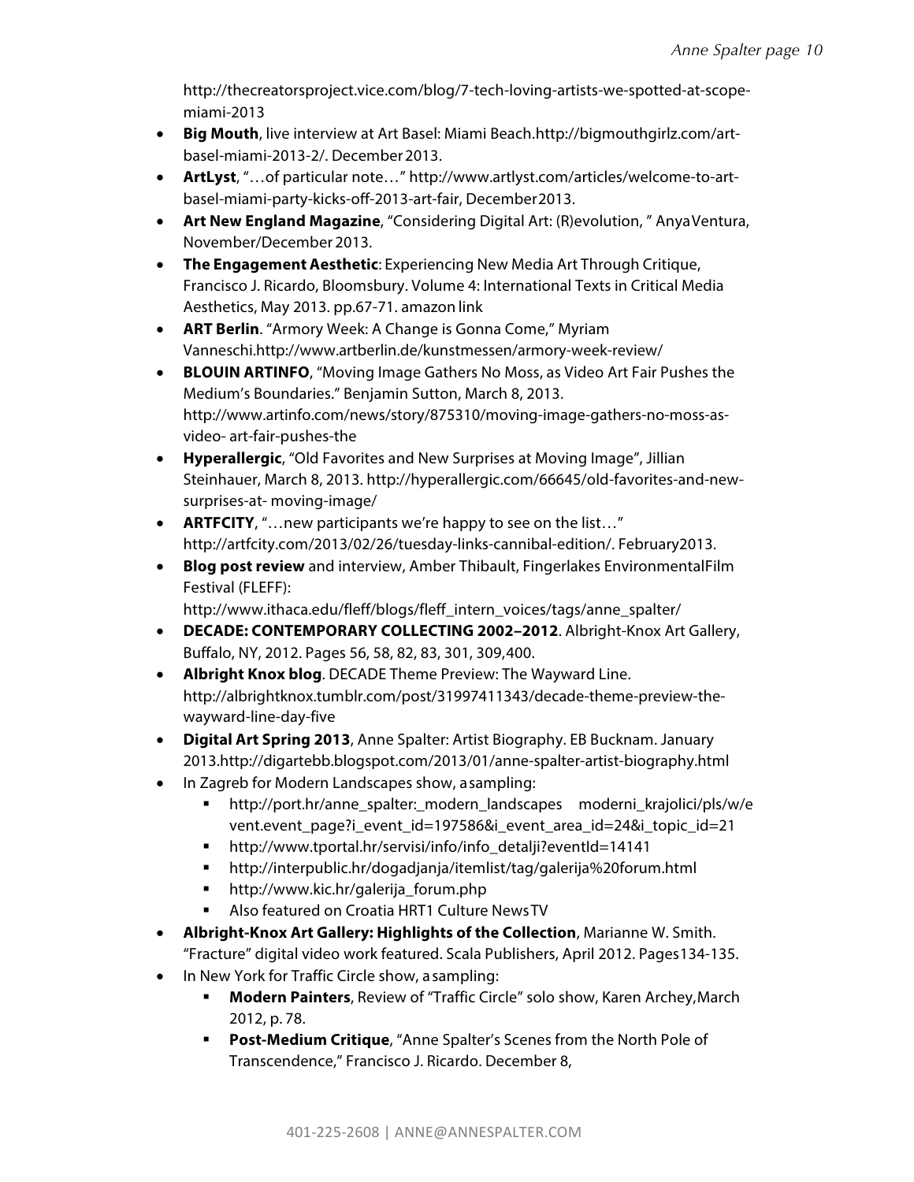http://thecreatorsproject.vice.com/blog/7-tech-loving-artists-we-spotted-at-scope-miami-2013

- **Big Mouth**, live interview at Art Basel: Miami Beach.http://bigmouthgirlz.com/art-basel-miami-2013-2/. December 2013.
- **ArtLyst**, "…of particular note…" http://www.artlyst.com/articles/welcome-to-art-basel-miami-party-kicks-off-2013-art-fair, December 2013.
- **Art New England Magazine**, "Considering Digital Art: (R)evolution, " Anya Ventura, November/December 2013.
- **The Engagement Aesthetic**: Experiencing New Media Art Through Critique, Francisco J. Ricardo, Bloomsbury. Volume 4: International Texts in Critical Media Aesthetics, May 2013. pp.67-71. amazon link
- **ART Berlin**. "Armory Week: A Change is Gonna Come," Myriam Vanneschi.http://www.artberlin.de/kunstmessen/armory-week-review/
- **BLOUIN ARTINFO**, "Moving Image Gathers No Moss, as Video Art Fair Pushes the Medium's Boundaries." Benjamin Sutton, March 8, 2013. http://www.artinfo.com/news/story/875310/moving-image-gathers-no-moss-as-video- art-fair-pushes-the
- **Hyperallergic**, "Old Favorites and New Surprises at Moving Image", Jillian Steinhauer, March 8, 2013. http://hyperallergic.com/66645/old-favorites-and-new-surprises-at- moving-image/
- **ARTFCITY**, "…new participants we're happy to see on the list…" http://artfcity.com/2013/02/26/tuesday-links-cannibal-edition/. February 2013.
- **Blog post review** and interview, Amber Thibault, Fingerlakes Environmental Film Festival (FLEFF): http://www.ithaca.edu/fleff/blogs/fleff_intern_voices/tags/anne_spalter/
- **DECADE: CONTEMPORARY COLLECTING 2002–2012**. Albright-Knox Art Gallery, Buffalo, NY, 2012. Pages 56, 58, 82, 83, 301, 309, 400.
- **Albright Knox blog**. DECADE Theme Preview: The Wayward Line. http://albrightknox.tumblr.com/post/31997411343/decade-theme-preview-the-wayward-line-day-five
- **Digital Art Spring 2013**, Anne Spalter: Artist Biography. EB Bucknam. January 2013.http://digartebb.blogspot.com/2013/01/anne-spalter-artist-biography.html
- In Zagreb for Modern Landscapes show, a sampling:
    - http://port.hr/anne_spalter:_modern_landscapes moderni_krajolici/pls/w/event.event_page?i_event_id=197586&i_event_area_id=24&i_topic_id=21
    - http://www.tportal.hr/servisi/info/info_detalji?eventId=14141
    - http://interpublic.hr/dogadjanja/itemlist/tag/galerija%20forum.html
    - http://www.kic.hr/galerija_forum.php
    - Also featured on Croatia HRT1 Culture News TV
- **Albright-Knox Art Gallery: Highlights of the Collection**, Marianne W. Smith. "Fracture" digital video work featured. Scala Publishers, April 2012. Pages 134-135.
- In New York for Traffic Circle show, a sampling:
    - **Modern Painters**, Review of "Traffic Circle" solo show, Karen Archey, March 2012, p. 78.
    - **Post-Medium Critique**, "Anne Spalter's Scenes from the North Pole of Transcendence," Francisco J. Ricardo. December 8,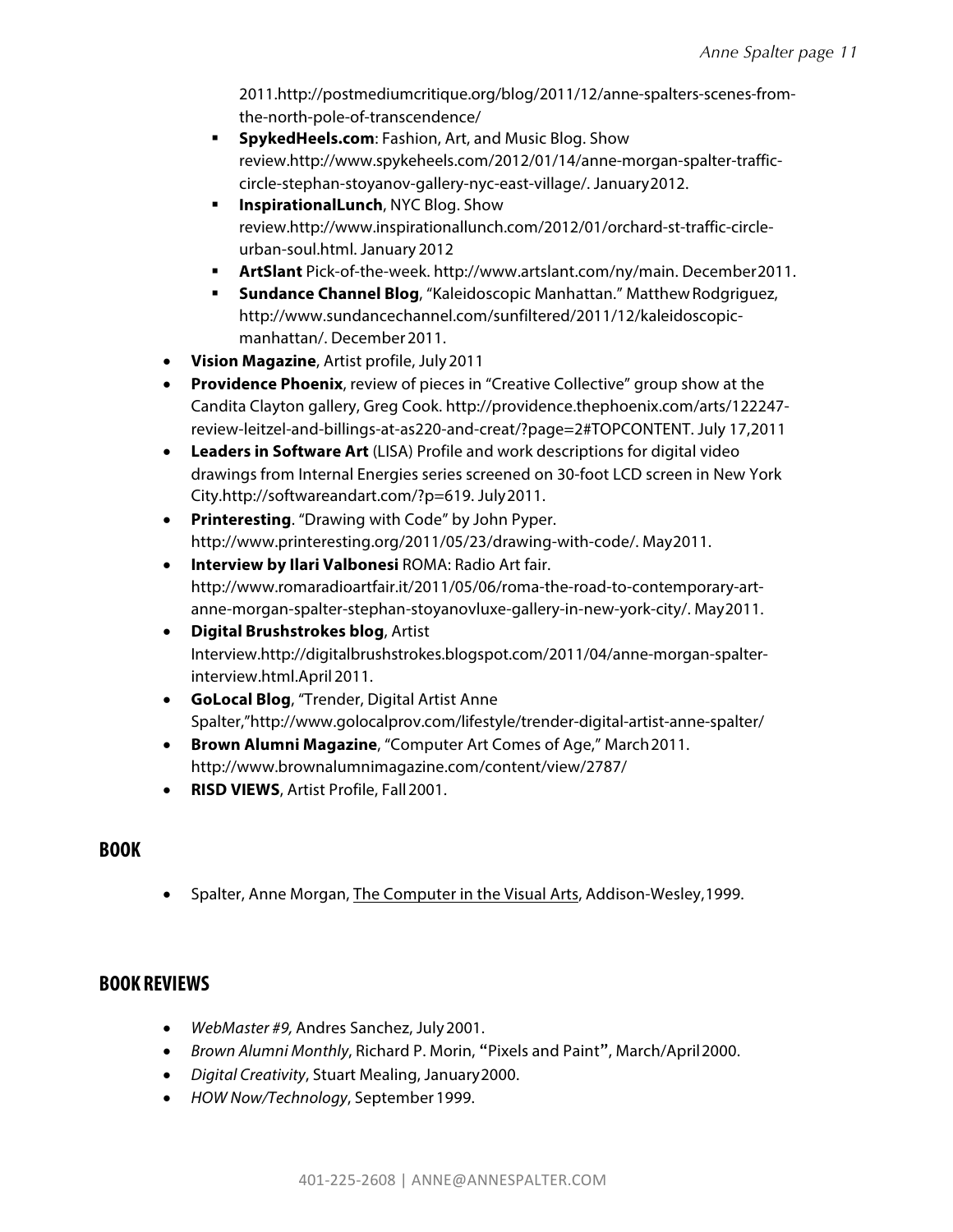2011.http://postmediumcritique.org/blog/2011/12/anne-spalters-scenes-from-the-north-pole-of-transcendence/

  - **SpykedHeels.com**: Fashion, Art, and Music Blog. Show review.http://www.spykeheels.com/2012/01/14/anne-morgan-spalter-traffic-circle-stephan-stoyanov-gallery-nyc-east-village/. January2012.
  - **InspirationalLunch**, NYC Blog. Show review.http://www.inspirationallunch.com/2012/01/orchard-st-traffic-circle-urban-soul.html. January 2012
  - **ArtSlant** Pick-of-the-week. http://www.artslant.com/ny/main. December2011.
  - **Sundance Channel Blog**, "Kaleidoscopic Manhattan." Matthew Rodgriguez, http://www.sundancechannel.com/sunfiltered/2011/12/kaleidoscopic-manhattan/. December 2011.

- **Vision Magazine**, Artist profile, July 2011
- **Providence Phoenix**, review of pieces in "Creative Collective" group show at the Candita Clayton gallery, Greg Cook. http://providence.thephoenix.com/arts/122247-review-leitzel-and-billings-at-as220-and-creat/?page=2#TOPCONTENT. July 17,2011
- **Leaders in Software Art** (LISA) Profile and work descriptions for digital video drawings from Internal Energies series screened on 30-foot LCD screen in New York City.http://softwareandart.com/?p=619. July2011.
- **Printeresting**. "Drawing with Code" by John Pyper. http://www.printeresting.org/2011/05/23/drawing-with-code/. May2011.
- **Interview by Ilari Valbonesi** ROMA: Radio Art fair. http://www.romaradioartfair.it/2011/05/06/roma-the-road-to-contemporary-art-anne-morgan-spalter-stephan-stoyanovluxe-gallery-in-new-york-city/. May2011.
- **Digital Brushstrokes blog**, Artist Interview.http://digitalbrushstrokes.blogspot.com/2011/04/anne-morgan-spalter-interview.html.April 2011.
- **GoLocal Blog**, "Trender, Digital Artist Anne Spalter,"http://www.golocalprov.com/lifestyle/trender-digital-artist-anne-spalter/
- **Brown Alumni Magazine**, "Computer Art Comes of Age," March2011. http://www.brownalumnimagazine.com/content/view/2787/
- **RISD VIEWS**, Artist Profile, Fall 2001.

## BOOK

- Spalter, Anne Morgan, <u>The Computer in the Visual Arts</u>, Addison-Wesley,1999.

## BOOK REVIEWS

- *WebMaster #9,* Andres Sanchez, July 2001.
- *Brown Alumni Monthly*, Richard P. Morin, **"**Pixels and Paint**"**, March/April2000.
- *Digital Creativity*, Stuart Mealing, January2000.
- *HOW Now/Technology*, September 1999.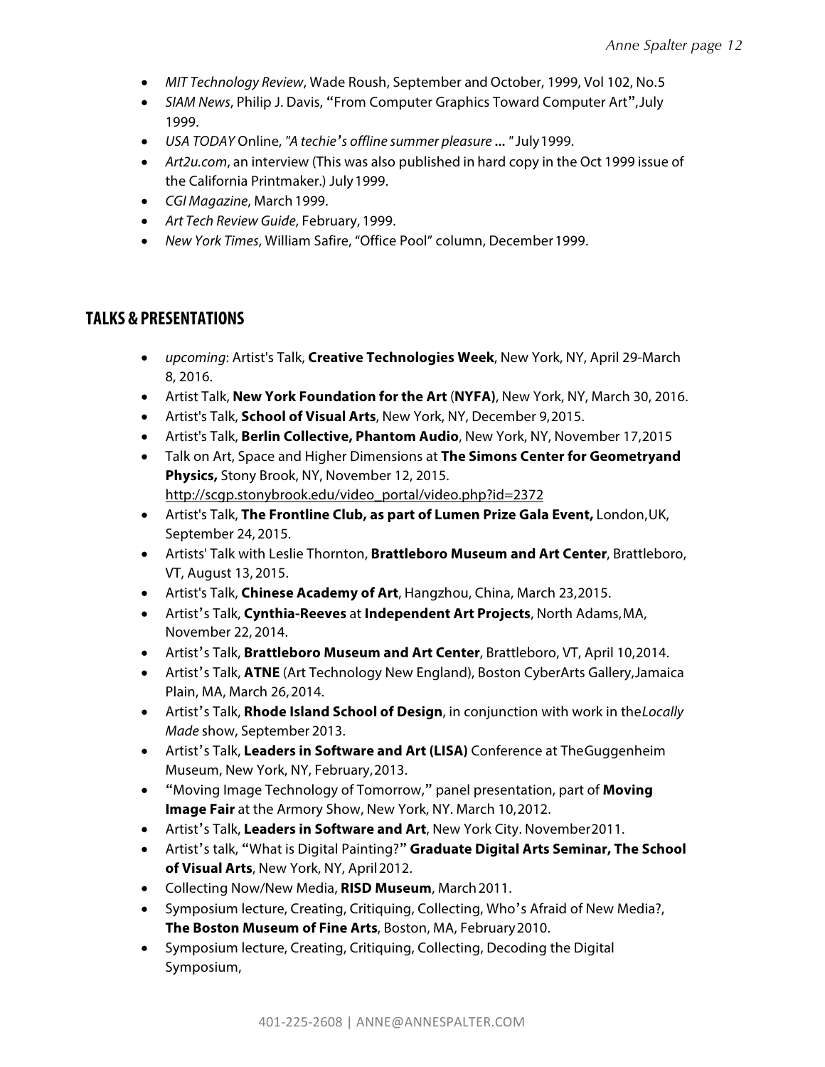- *MIT Technology Review*, Wade Roush, September and October, 1999, Vol 102, No.5
- *SIAM News*, Philip J. Davis, "From Computer Graphics Toward Computer Art",July 1999.
- *USA TODAY* Online, *"A techie's offline summer pleasure* **...** *"* July 1999.
- *Art2u.com*, an interview (This was also published in hard copy in the Oct 1999 issue of the California Printmaker.) July 1999.
- *CGI Magazine*, March 1999.
- *Art Tech Review Guide*, February, 1999.
- *New York Times*, William Safire, "Office Pool" column, December 1999.

## TALKS & PRESENTATIONS

- *upcoming*: Artist's Talk, **Creative Technologies Week**, New York, NY, April 29-March 8, 2016.
- Artist Talk, **New York Foundation for the Art** (**NYFA)**, New York, NY, March 30, 2016.
- Artist's Talk, **School of Visual Arts**, New York, NY, December 9, 2015.
- Artist's Talk, **Berlin Collective, Phantom Audio**, New York, NY, November 17, 2015
- Talk on Art, Space and Higher Dimensions at **The Simons Center for Geometryand Physics,** Stony Brook, NY, November 12, 2015. http://scgp.stonybrook.edu/video_portal/video.php?id=2372
- Artist's Talk, **The Frontline Club, as part of Lumen Prize Gala Event,** London, UK, September 24, 2015.
- Artists' Talk with Leslie Thornton, **Brattleboro Museum and Art Center**, Brattleboro, VT, August 13, 2015.
- Artist's Talk, **Chinese Academy of Art**, Hangzhou, China, March 23, 2015.
- Artist's Talk, **Cynthia-Reeves** at **Independent Art Projects**, North Adams, MA, November 22, 2014.
- Artist's Talk, **Brattleboro Museum and Art Center**, Brattleboro, VT, April 10, 2014.
- Artist's Talk, **ATNE** (Art Technology New England), Boston CyberArts Gallery, Jamaica Plain, MA, March 26, 2014.
- Artist's Talk, **Rhode Island School of Design**, in conjunction with work in the *Locally Made* show, September 2013.
- Artist's Talk, **Leaders in Software and Art (LISA)** Conference at The Guggenheim Museum, New York, NY, February, 2013.
- "Moving Image Technology of Tomorrow," panel presentation, part of **Moving Image Fair** at the Armory Show, New York, NY. March 10, 2012.
- Artist's Talk, **Leaders in Software and Art**, New York City. November 2011.
- Artist's talk, "What is Digital Painting?**" Graduate Digital Arts Seminar, The School of Visual Arts**, New York, NY, April 2012.
- Collecting Now/New Media, **RISD Museum**, March 2011.
- Symposium lecture, Creating, Critiquing, Collecting, Who's Afraid of New Media?, **The Boston Museum of Fine Arts**, Boston, MA, February 2010.
- Symposium lecture, Creating, Critiquing, Collecting, Decoding the Digital Symposium,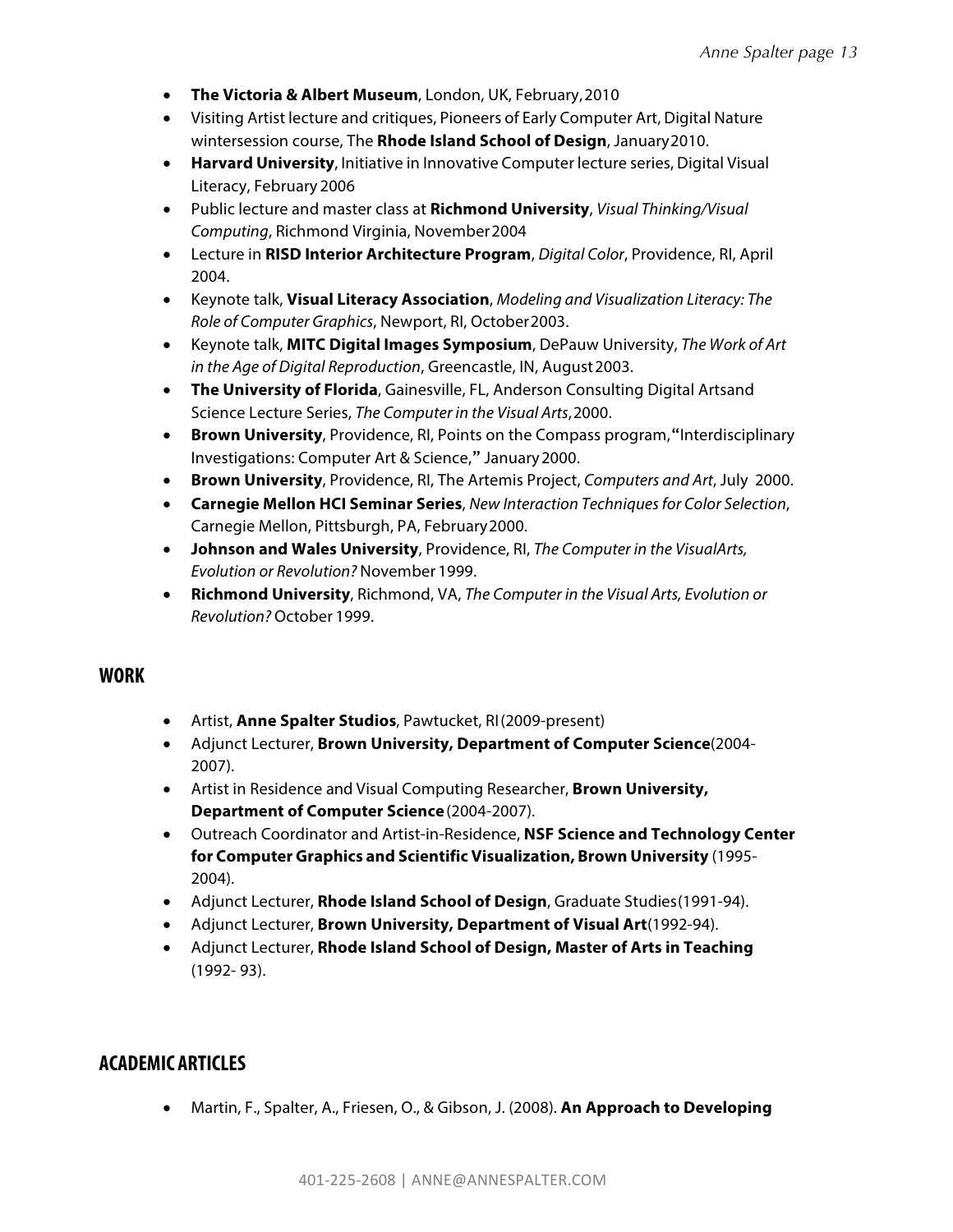- **The Victoria & Albert Museum**, London, UK, February, 2010
- Visiting Artist lecture and critiques, Pioneers of Early Computer Art, Digital Nature wintersession course, The **Rhode Island School of Design**, January 2010.
- **Harvard University**, Initiative in Innovative Computer lecture series, Digital Visual Literacy, February 2006
- Public lecture and master class at **Richmond University**, *Visual Thinking/Visual Computing*, Richmond Virginia, November 2004
- Lecture in **RISD Interior Architecture Program**, *Digital Color*, Providence, RI, April 2004.
- Keynote talk, **Visual Literacy Association**, *Modeling and Visualization Literacy: The Role of Computer Graphics*, Newport, RI, October 2003.
- Keynote talk, **MITC Digital Images Symposium**, DePauw University, *The Work of Art in the Age of Digital Reproduction*, Greencastle, IN, August 2003.
- **The University of Florida**, Gainesville, FL, Anderson Consulting Digital Artsand Science Lecture Series, *The Computer in the Visual Arts*, 2000.
- **Brown University**, Providence, RI, Points on the Compass program, **"**Interdisciplinary Investigations: Computer Art & Science,**"** January 2000.
- **Brown University**, Providence, RI, The Artemis Project, *Computers and Art*, July 2000.
- **Carnegie Mellon HCI Seminar Series**, *New Interaction Techniques for Color Selection*, Carnegie Mellon, Pittsburgh, PA, February 2000.
- **Johnson and Wales University**, Providence, RI, *The Computer in the VisualArts, Evolution or Revolution?* November 1999.
- **Richmond University**, Richmond, VA, *The Computer in the Visual Arts, Evolution or Revolution?* October 1999.

## WORK

- Artist, **Anne Spalter Studios**, Pawtucket, RI (2009-present)
- Adjunct Lecturer, **Brown University, Department of Computer Science** (2004-2007).
- Artist in Residence and Visual Computing Researcher, **Brown University, Department of Computer Science** (2004-2007).
- Outreach Coordinator and Artist-in-Residence, **NSF Science and Technology Center for Computer Graphics and Scientific Visualization, Brown University** (1995-2004).
- Adjunct Lecturer, **Rhode Island School of Design**, Graduate Studies (1991-94).
- Adjunct Lecturer, **Brown University, Department of Visual Art** (1992-94).
- Adjunct Lecturer, **Rhode Island School of Design, Master of Arts in Teaching** (1992- 93).

## ACADEMIC ARTICLES

- Martin, F., Spalter, A., Friesen, O., & Gibson, J. (2008). **An Approach to Developing**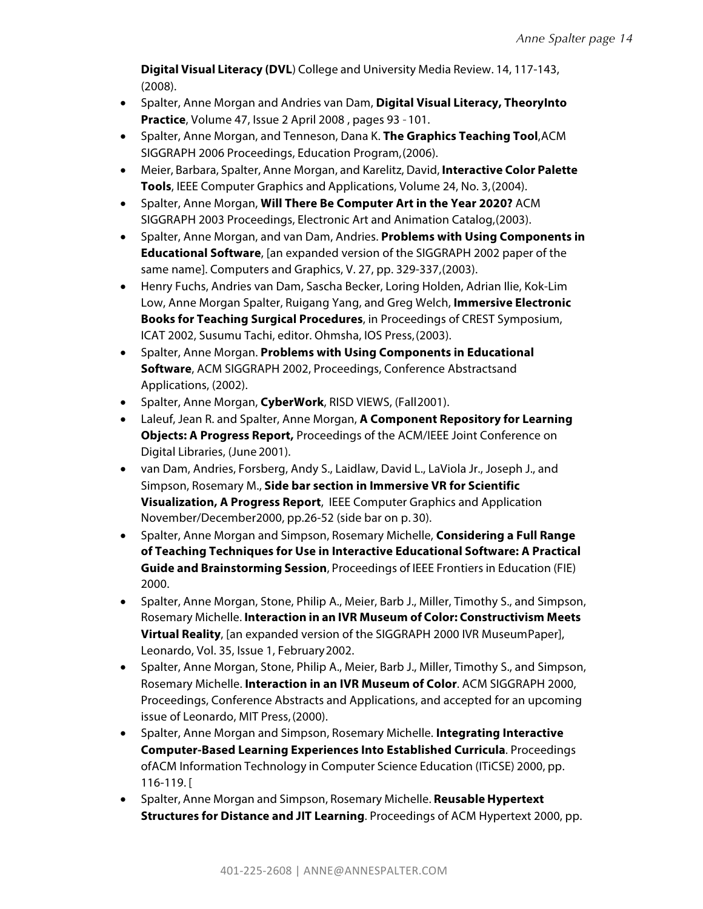**Digital Visual Literacy (DVL**) College and University Media Review. 14, 117-143, (2008).

- Spalter, Anne Morgan and Andries van Dam, **Digital Visual Literacy, TheoryInto Practice**, Volume 47, Issue 2 April 2008 , pages 93 - 101.
- Spalter, Anne Morgan, and Tenneson, Dana K. **The Graphics Teaching Tool**,ACM SIGGRAPH 2006 Proceedings, Education Program,(2006).
- Meier, Barbara, Spalter, Anne Morgan, and Karelitz, David, **Interactive Color Palette Tools**, IEEE Computer Graphics and Applications, Volume 24, No. 3,(2004).
- Spalter, Anne Morgan, **Will There Be Computer Art in the Year 2020?** ACM SIGGRAPH 2003 Proceedings, Electronic Art and Animation Catalog,(2003).
- Spalter, Anne Morgan, and van Dam, Andries. **Problems with Using Components in Educational Software**, [an expanded version of the SIGGRAPH 2002 paper of the same name]. Computers and Graphics, V. 27, pp. 329-337,(2003).
- Henry Fuchs, Andries van Dam, Sascha Becker, Loring Holden, Adrian Ilie, Kok-Lim Low, Anne Morgan Spalter, Ruigang Yang, and Greg Welch, **Immersive Electronic Books for Teaching Surgical Procedures**, in Proceedings of CREST Symposium, ICAT 2002, Susumu Tachi, editor. Ohmsha, IOS Press,(2003).
- Spalter, Anne Morgan. **Problems with Using Components in Educational Software**, ACM SIGGRAPH 2002, Proceedings, Conference Abstractsand Applications, (2002).
- Spalter, Anne Morgan, **CyberWork**, RISD VIEWS, (Fall2001).
- Laleuf, Jean R. and Spalter, Anne Morgan, **A Component Repository for Learning Objects: A Progress Report,** Proceedings of the ACM/IEEE Joint Conference on Digital Libraries, (June 2001).
- van Dam, Andries, Forsberg, Andy S., Laidlaw, David L., LaViola Jr., Joseph J., and Simpson, Rosemary M., **Side bar section in Immersive VR for Scientific Visualization, A Progress Report**, IEEE Computer Graphics and Application November/December2000, pp.26-52 (side bar on p. 30).
- Spalter, Anne Morgan and Simpson, Rosemary Michelle, **Considering a Full Range of Teaching Techniques for Use in Interactive Educational Software: A Practical Guide and Brainstorming Session**, Proceedings of IEEE Frontiers in Education (FIE) 2000.
- Spalter, Anne Morgan, Stone, Philip A., Meier, Barb J., Miller, Timothy S., and Simpson, Rosemary Michelle. **Interaction in an IVR Museum of Color: Constructivism Meets Virtual Reality**, [an expanded version of the SIGGRAPH 2000 IVR MuseumPaper], Leonardo, Vol. 35, Issue 1, February2002.
- Spalter, Anne Morgan, Stone, Philip A., Meier, Barb J., Miller, Timothy S., and Simpson, Rosemary Michelle. **Interaction in an IVR Museum of Color**. ACM SIGGRAPH 2000, Proceedings, Conference Abstracts and Applications, and accepted for an upcoming issue of Leonardo, MIT Press,(2000).
- Spalter, Anne Morgan and Simpson, Rosemary Michelle. **Integrating Interactive Computer-Based Learning Experiences Into Established Curricula**. Proceedings ofACM Information Technology in Computer Science Education (ITiCSE) 2000, pp. 116-119. [
- Spalter, Anne Morgan and Simpson, Rosemary Michelle. **Reusable Hypertext Structures for Distance and JIT Learning**. Proceedings of ACM Hypertext 2000, pp.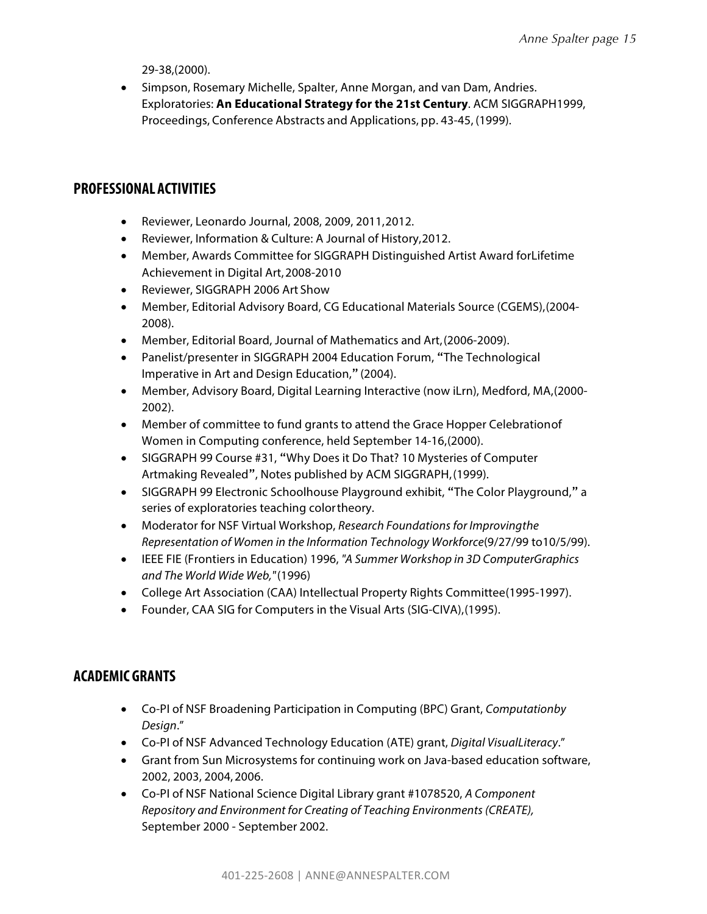29-38,(2000).

- Simpson, Rosemary Michelle, Spalter, Anne Morgan, and van Dam, Andries. Exploratories: **An Educational Strategy for the 21st Century**. ACM SIGGRAPH1999, Proceedings, Conference Abstracts and Applications, pp. 43-45, (1999).

## PROFESSIONAL ACTIVITIES

- Reviewer, Leonardo Journal, 2008, 2009, 2011,2012.
- Reviewer, Information & Culture: A Journal of History,2012.
- Member, Awards Committee for SIGGRAPH Distinguished Artist Award forLifetime Achievement in Digital Art,2008-2010
- Reviewer, SIGGRAPH 2006 Art Show
- Member, Editorial Advisory Board, CG Educational Materials Source (CGEMS),(2004-2008).
- Member, Editorial Board, Journal of Mathematics and Art,(2006-2009).
- Panelist/presenter in SIGGRAPH 2004 Education Forum, "The Technological Imperative in Art and Design Education," (2004).
- Member, Advisory Board, Digital Learning Interactive (now iLrn), Medford, MA,(2000-2002).
- Member of committee to fund grants to attend the Grace Hopper Celebrationof Women in Computing conference, held September 14-16,(2000).
- SIGGRAPH 99 Course #31, "Why Does it Do That? 10 Mysteries of Computer Artmaking Revealed", Notes published by ACM SIGGRAPH,(1999).
- SIGGRAPH 99 Electronic Schoolhouse Playground exhibit, "The Color Playground," a series of exploratories teaching colortheory.
- Moderator for NSF Virtual Workshop, *Research Foundations for Improvingthe Representation of Women in the Information Technology Workforce*(9/27/99 to10/5/99).
- IEEE FIE (Frontiers in Education) 1996, *"A Summer Workshop in 3D ComputerGraphics and The World Wide Web,"* (1996)
- College Art Association (CAA) Intellectual Property Rights Committee(1995-1997).
- Founder, CAA SIG for Computers in the Visual Arts (SIG-CIVA),(1995).

## ACADEMIC GRANTS

- Co-PI of NSF Broadening Participation in Computing (BPC) Grant, *Computationby Design*."
- Co-PI of NSF Advanced Technology Education (ATE) grant, *Digital VisualLiteracy*."
- Grant from Sun Microsystems for continuing work on Java-based education software, 2002, 2003, 2004,2006.
- Co-PI of NSF National Science Digital Library grant #1078520, *A Component Repository and Environment for Creating of Teaching Environments (CREATE),* September 2000 - September 2002.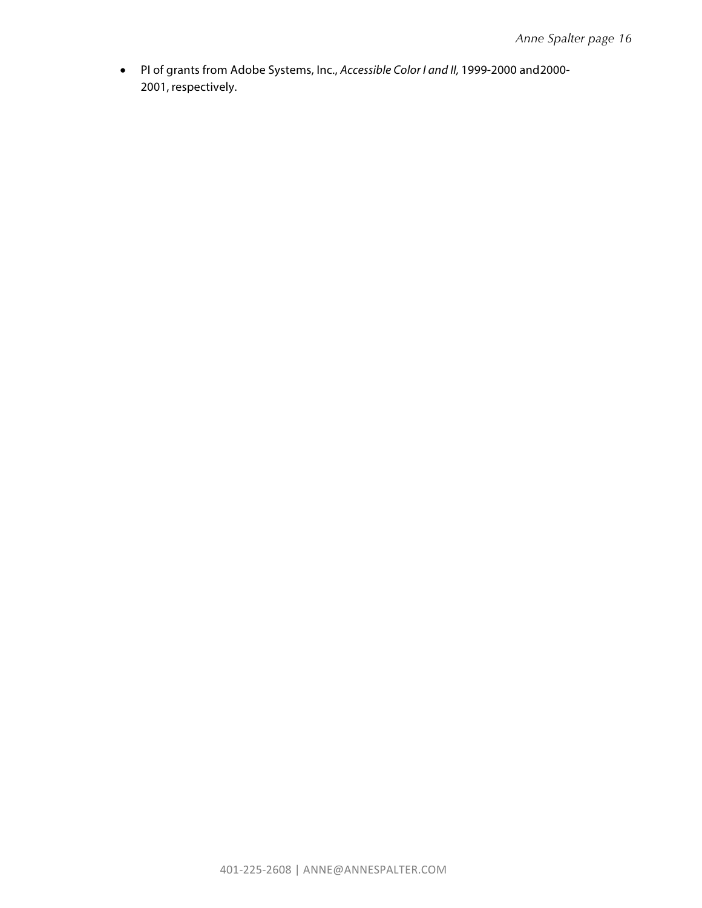- PI of grants from Adobe Systems, Inc., *Accessible Color I and II,* 1999-2000 and2000-2001, respectively.